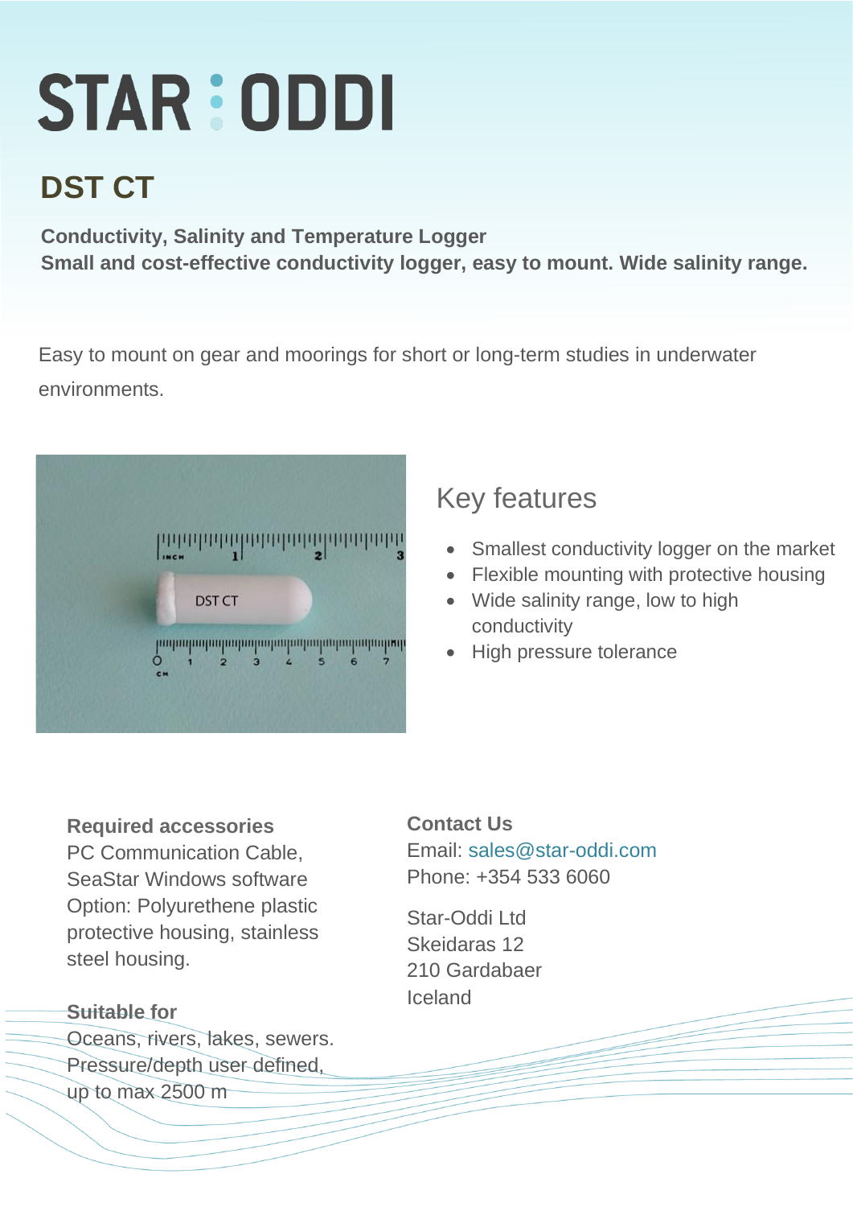# STAR:ODDI

## DST CT

**Conductivity, Salinity and Temperature Logger**
**Small and cost-effective conductivity logger, easy to mount. Wide salinity range.**

Easy to mount on gear and moorings for short or long-term studies in underwater environments.

### Key features

- Smallest conductivity logger on the market
- Flexible mounting with protective housing
- Wide salinity range, low to high conductivity
- High pressure tolerance

**Required accessories**
PC Communication Cable, SeaStar Windows software
Option: Polyurethene plastic protective housing, stainless steel housing.

**Suitable for**
Oceans, rivers, lakes, sewers.
Pressure/depth user defined, up to max 2500 m

**Contact Us**
Email: sales@star-oddi.com
Phone: +354 533 6060

Star-Oddi Ltd
Skeidaras 12
210 Gardabaer
Iceland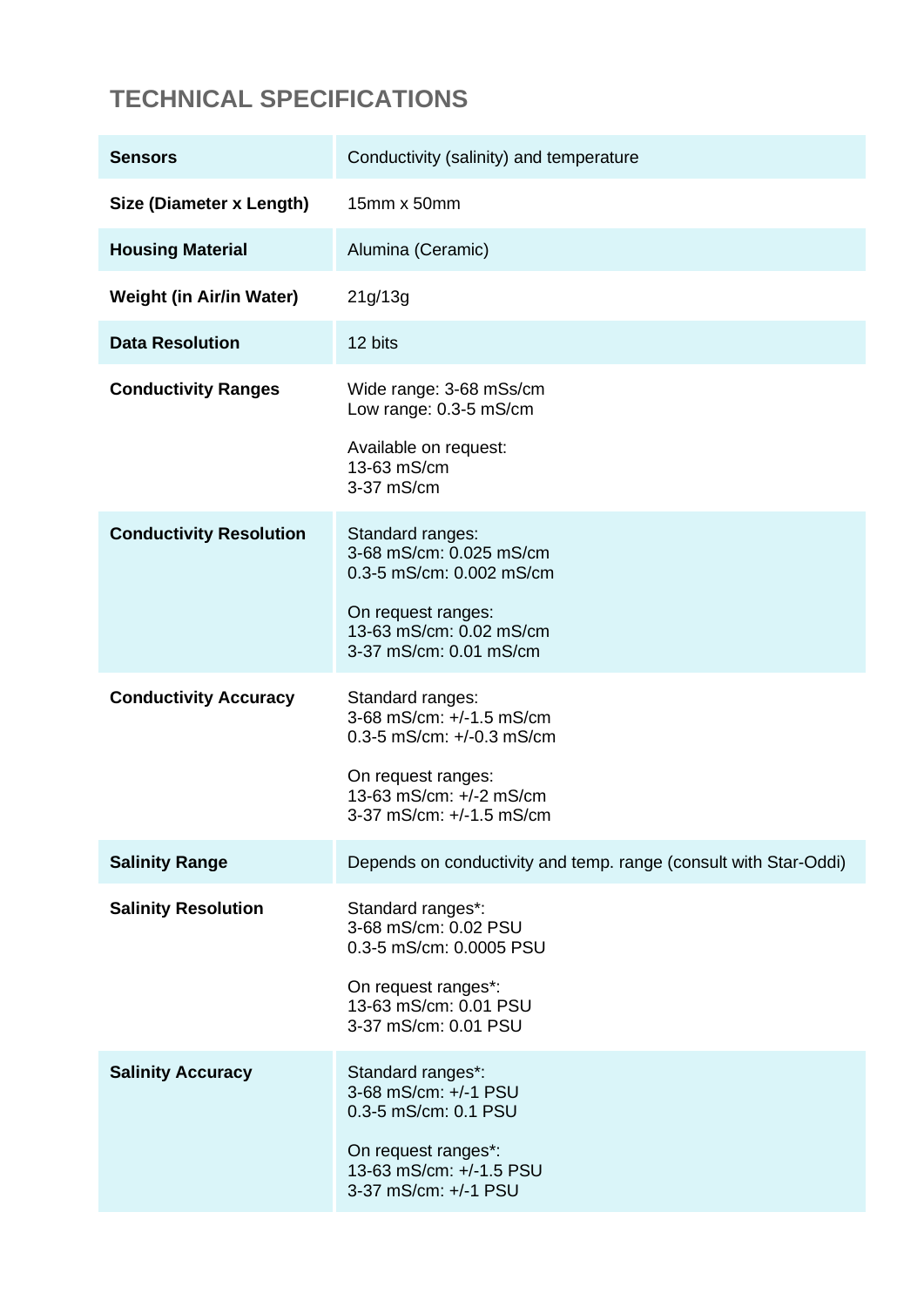## TECHNICAL SPECIFICATIONS

| | |
|---|---|
| **Sensors** | Conductivity (salinity) and temperature |
| **Size (Diameter x Length)** | 15mm x 50mm |
| **Housing Material** | Alumina (Ceramic) |
| **Weight (in Air/in Water)** | 21g/13g |
| **Data Resolution** | 12 bits |
| **Conductivity Ranges** | Wide range: 3-68 mSs/cm<br>Low range: 0.3-5 mS/cm<br><br>Available on request:<br>13-63 mS/cm<br>3-37 mS/cm |
| **Conductivity Resolution** | Standard ranges:<br>3-68 mS/cm: 0.025 mS/cm<br>0.3-5 mS/cm: 0.002 mS/cm<br><br>On request ranges:<br>13-63 mS/cm: 0.02 mS/cm<br>3-37 mS/cm: 0.01 mS/cm |
| **Conductivity Accuracy** | Standard ranges:<br>3-68 mS/cm: +/-1.5 mS/cm<br>0.3-5 mS/cm: +/-0.3 mS/cm<br><br>On request ranges:<br>13-63 mS/cm: +/-2 mS/cm<br>3-37 mS/cm: +/-1.5 mS/cm |
| **Salinity Range** | Depends on conductivity and temp. range (consult with Star-Oddi) |
| **Salinity Resolution** | Standard ranges*:<br>3-68 mS/cm: 0.02 PSU<br>0.3-5 mS/cm: 0.0005 PSU<br><br>On request ranges*:<br>13-63 mS/cm: 0.01 PSU<br>3-37 mS/cm: 0.01 PSU |
| **Salinity Accuracy** | Standard ranges*:<br>3-68 mS/cm: +/-1 PSU<br>0.3-5 mS/cm: 0.1 PSU<br><br>On request ranges*:<br>13-63 mS/cm: +/-1.5 PSU<br>3-37 mS/cm: +/-1 PSU |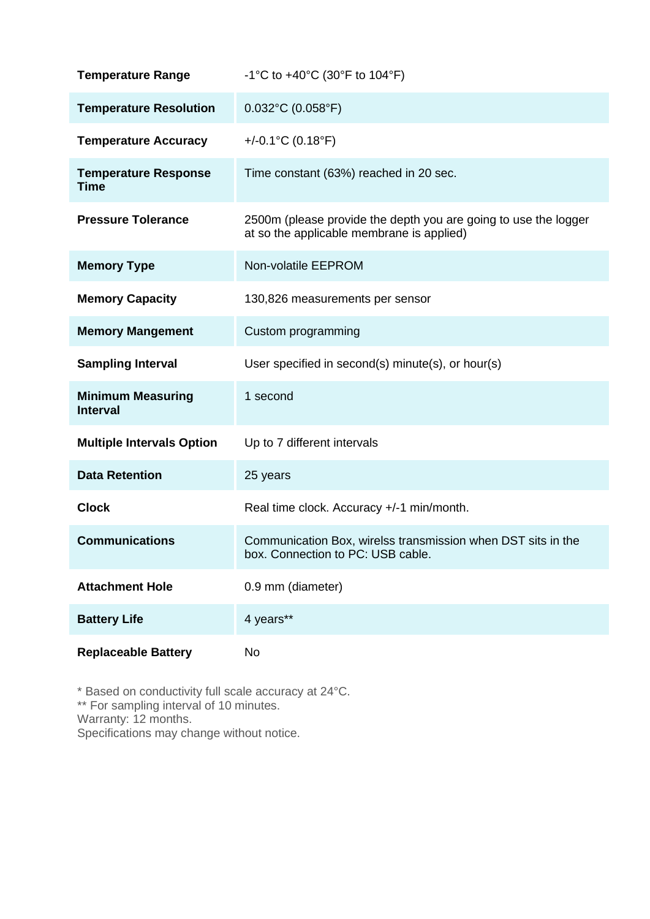| | |
|---|---|
| **Temperature Range** | -1°C to +40°C (30°F to 104°F) |
| **Temperature Resolution** | 0.032°C (0.058°F) |
| **Temperature Accuracy** | +/-0.1°C (0.18°F) |
| **Temperature Response Time** | Time constant (63%) reached in 20 sec. |
| **Pressure Tolerance** | 2500m (please provide the depth you are going to use the logger at so the applicable membrane is applied) |
| **Memory Type** | Non-volatile EEPROM |
| **Memory Capacity** | 130,826 measurements per sensor |
| **Memory Mangement** | Custom programming |
| **Sampling Interval** | User specified in second(s) minute(s), or hour(s) |
| **Minimum Measuring Interval** | 1 second |
| **Multiple Intervals Option** | Up to 7 different intervals |
| **Data Retention** | 25 years |
| **Clock** | Real time clock. Accuracy +/-1 min/month. |
| **Communications** | Communication Box, wirelss transmission when DST sits in the box. Connection to PC: USB cable. |
| **Attachment Hole** | 0.9 mm (diameter) |
| **Battery Life** | 4 years** |
| **Replaceable Battery** | No |

\* Based on conductivity full scale accuracy at 24°C.
** For sampling interval of 10 minutes.
Warranty: 12 months.
Specifications may change without notice.